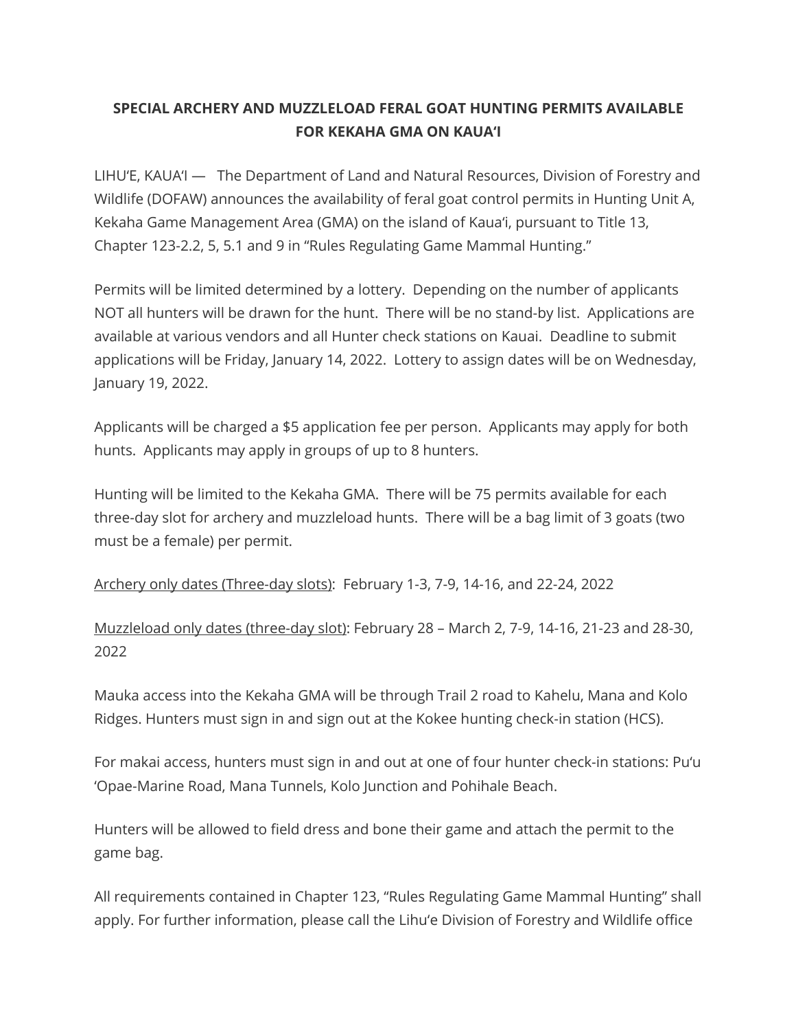**SPECIAL ARCHERY AND MUZZLELOAD FERAL GOAT HUNTING PERMITS AVAILABLE FOR KEKAHA GMA ON KAUAʻI**

LIHUʻE, KAUAʻI — The Department of Land and Natural Resources, Division of Forestry and Wildlife (DOFAW) announces the availability of feral goat control permits in Hunting Unit A, Kekaha Game Management Area (GMA) on the island of Kauaʻi, pursuant to Title 13, Chapter 123-2.2, 5, 5.1 and 9 in "Rules Regulating Game Mammal Hunting."

Permits will be limited determined by a lottery. Depending on the number of applicants NOT all hunters will be drawn for the hunt. There will be no stand-by list. Applications are available at various vendors and all Hunter check stations on Kauai. Deadline to submit applications will be Friday, January 14, 2022. Lottery to assign dates will be on Wednesday, January 19, 2022.

Applicants will be charged a $5 application fee per person. Applicants may apply for both hunts. Applicants may apply in groups of up to 8 hunters.

Hunting will be limited to the Kekaha GMA. There will be 75 permits available for each three-day slot for archery and muzzleload hunts. There will be a bag limit of 3 goats (two must be a female) per permit.

<u>Archery only dates (Three-day slots)</u>: February 1-3, 7-9, 14-16, and 22-24, 2022

<u>Muzzleload only dates (three-day slot)</u>: February 28 – March 2, 7-9, 14-16, 21-23 and 28-30, 2022

Mauka access into the Kekaha GMA will be through Trail 2 road to Kahelu, Mana and Kolo Ridges. Hunters must sign in and sign out at the Kokee hunting check-in station (HCS).

For makai access, hunters must sign in and out at one of four hunter check-in stations: Puʻu ʻOpae-Marine Road, Mana Tunnels, Kolo Junction and Pohihale Beach.

Hunters will be allowed to field dress and bone their game and attach the permit to the game bag.

All requirements contained in Chapter 123, "Rules Regulating Game Mammal Hunting" shall apply. For further information, please call the Lihuʻe Division of Forestry and Wildlife office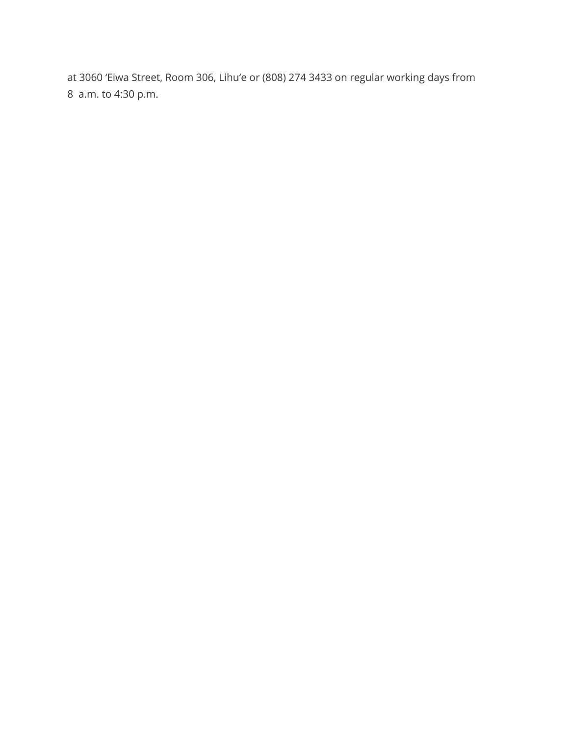at 3060 ‘Eiwa Street, Room 306, Lihu‘e or (808) 274 3433 on regular working days from 8 a.m. to 4:30 p.m.